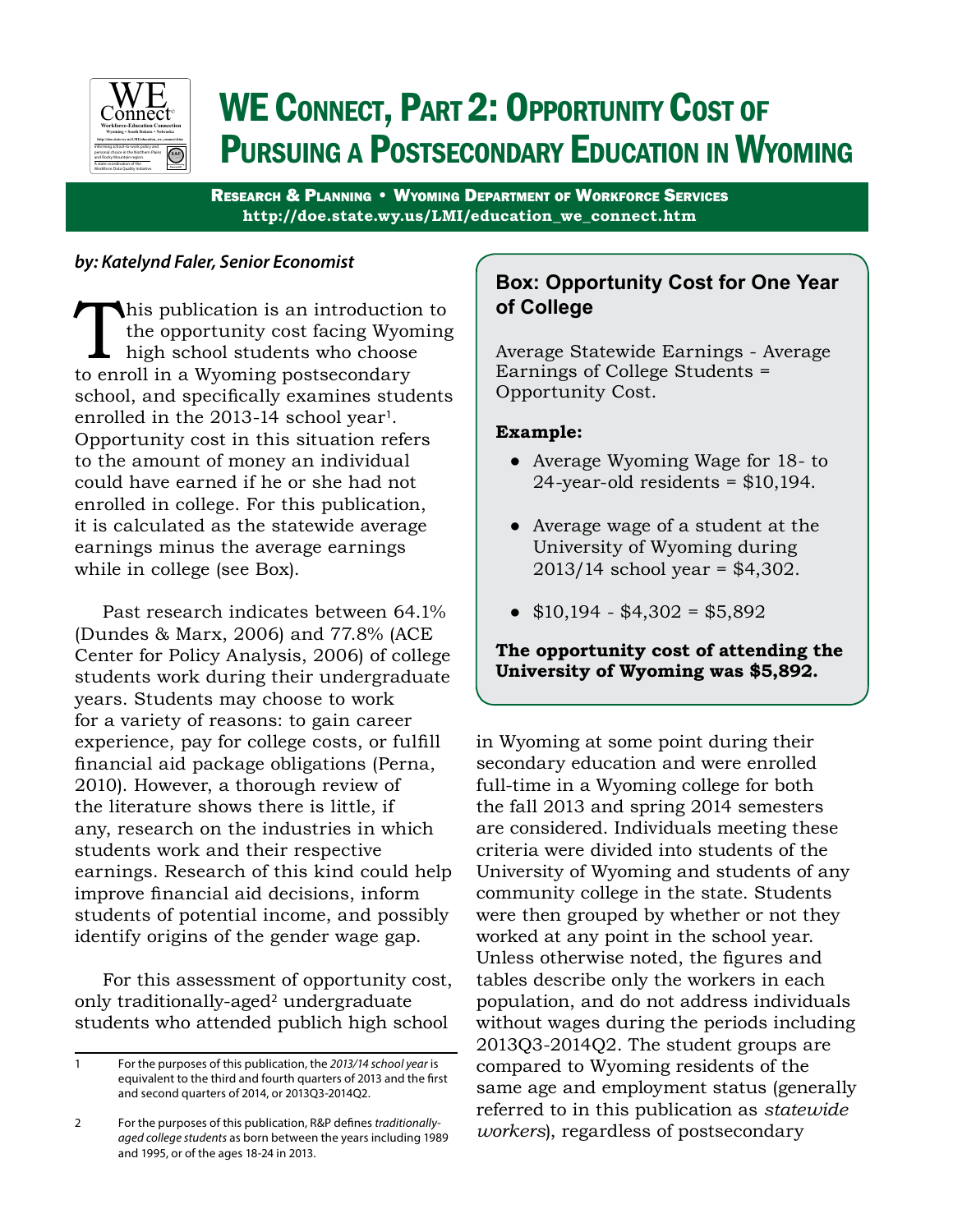# WE Connect, Part 2: Opportunity Cost of Pursuing a Postsecondary Education in Wyoming

**Research & Planning • Wyoming Department of Workforce Services**
**http://doe.state.wy.us/LMI/education_we_connect.htm**

***by: Katelynd Faler, Senior Economist***

This publication is an introduction to the opportunity cost facing Wyoming high school students who choose to enroll in a Wyoming postsecondary school, and specifically examines students enrolled in the 2013-14 school year[1]. Opportunity cost in this situation refers to the amount of money an individual could have earned if he or she had not enrolled in college. For this publication, it is calculated as the statewide average earnings minus the average earnings while in college (see Box).

> ### Box: Opportunity Cost for One Year of College
>
> Average Statewide Earnings - Average Earnings of College Students = Opportunity Cost.
>
> **Example:**
>
> - Average Wyoming Wage for 18- to 24-year-old residents = $10,194.
> - Average wage of a student at the University of Wyoming during 2013/14 school year = $4,302.
> - $10,194 - $4,302 = $5,892
>
> **The opportunity cost of attending the University of Wyoming was $5,892.**

Past research indicates between 64.1% (Dundes & Marx, 2006) and 77.8% (ACE Center for Policy Analysis, 2006) of college students work during their undergraduate years. Students may choose to work for a variety of reasons: to gain career experience, pay for college costs, or fulfill financial aid package obligations (Perna, 2010). However, a thorough review of the literature shows there is little, if any, research on the industries in which students work and their respective earnings. Research of this kind could help improve financial aid decisions, inform students of potential income, and possibly identify origins of the gender wage gap.

For this assessment of opportunity cost, only traditionally-aged[2] undergraduate students who attended publich high school in Wyoming at some point during their secondary education and were enrolled full-time in a Wyoming college for both the fall 2013 and spring 2014 semesters are considered. Individuals meeting these criteria were divided into students of the University of Wyoming and students of any community college in the state. Students were then grouped by whether or not they worked at any point in the school year. Unless otherwise noted, the figures and tables describe only the workers in each population, and do not address individuals without wages during the periods including 2013Q3-2014Q2. The student groups are compared to Wyoming residents of the same age and employment status (generally referred to in this publication as *statewide workers*), regardless of postsecondary

---

1 For the purposes of this publication, the *2013/14 school year* is equivalent to the third and fourth quarters of 2013 and the first and second quarters of 2014, or 2013Q3-2014Q2.

2 For the purposes of this publication, R&P defines *traditionally-aged college students* as born between the years including 1989 and 1995, or of the ages 18-24 in 2013.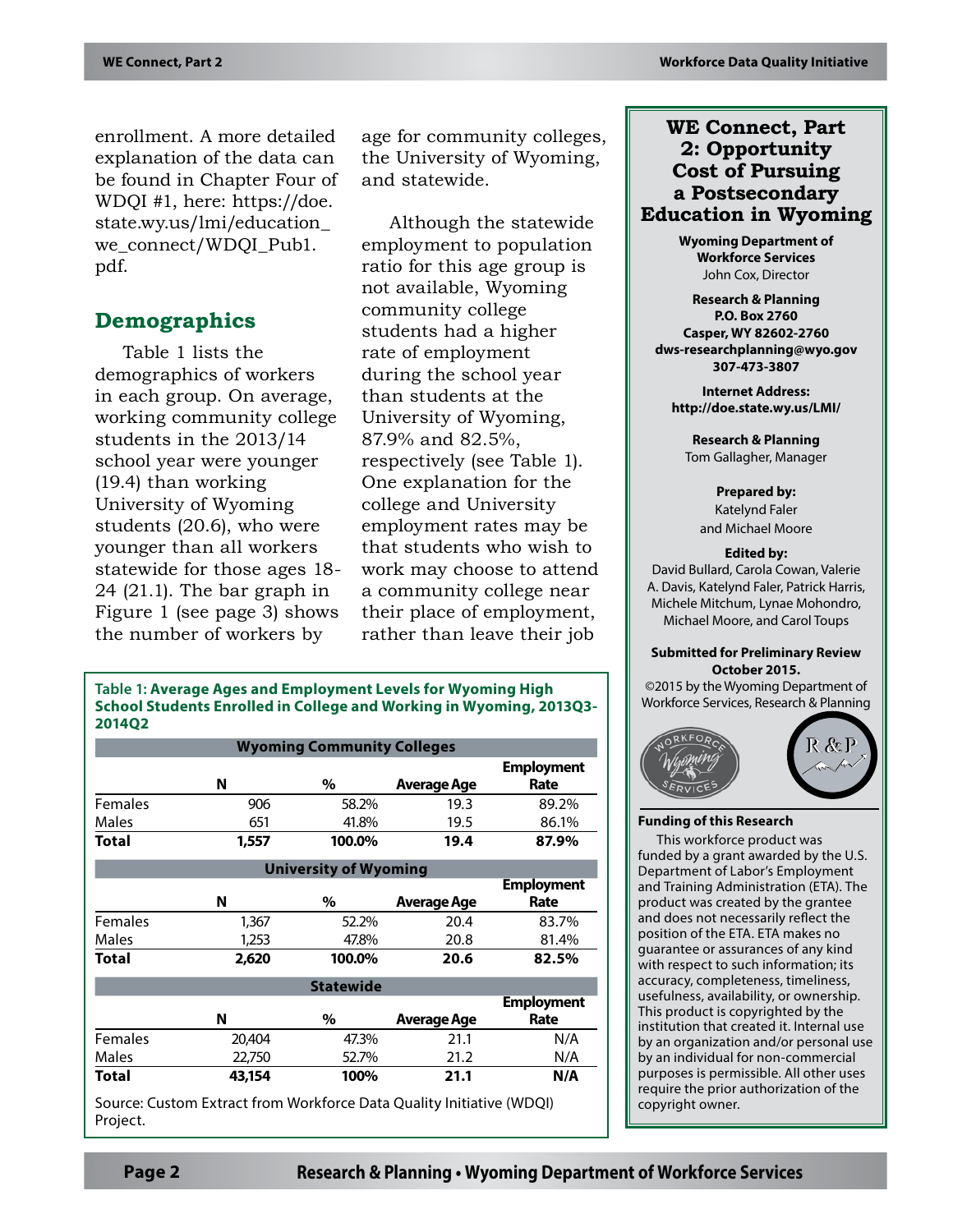enrollment. A more detailed explanation of the data can be found in Chapter Four of WDQI #1, here: https://doe.state.wy.us/lmi/education_we_connect/WDQI_Pub1.pdf.

## Demographics

Table 1 lists the demographics of workers in each group. On average, working community college students in the 2013/14 school year were younger (19.4) than working University of Wyoming students (20.6), who were younger than all workers statewide for those ages 18-24 (21.1). The bar graph in Figure 1 (see page 3) shows the number of workers by age for community colleges, the University of Wyoming, and statewide.

Although the statewide employment to population ratio for this age group is not available, Wyoming community college students had a higher rate of employment during the school year than students at the University of Wyoming, 87.9% and 82.5%, respectively (see Table 1). One explanation for the college and University employment rates may be that students who wish to work may choose to attend a community college near their place of employment, rather than leave their job

**Table 1: Average Ages and Employment Levels for Wyoming High School Students Enrolled in College and Working in Wyoming, 2013Q3-2014Q2**

| | N | % | Average Age | Employment Rate |
|---|---|---|---|---|
| **Wyoming Community Colleges** | | | | |
| Females | 906 | 58.2% | 19.3 | 89.2% |
| Males | 651 | 41.8% | 19.5 | 86.1% |
| **Total** | **1,557** | **100.0%** | **19.4** | **87.9%** |
| **University of Wyoming** | | | | |
| Females | 1,367 | 52.2% | 20.4 | 83.7% |
| Males | 1,253 | 47.8% | 20.8 | 81.4% |
| **Total** | **2,620** | **100.0%** | **20.6** | **82.5%** |
| **Statewide** | | | | |
| Females | 20,404 | 47.3% | 21.1 | N/A |
| Males | 22,750 | 52.7% | 21.2 | N/A |
| **Total** | **43,154** | **100%** | **21.1** | **N/A** |

Source: Custom Extract from Workforce Data Quality Initiative (WDQI) Project.

## WE Connect, Part 2: Opportunity Cost of Pursuing a Postsecondary Education in Wyoming

**Wyoming Department of Workforce Services**
John Cox, Director

**Research & Planning**
**P.O. Box 2760**
**Casper, WY 82602-2760**
**dws-researchplanning@wyo.gov**
**307-473-3807**

**Internet Address:**
**http://doe.state.wy.us/LMI/**

**Research & Planning**
Tom Gallagher, Manager

**Prepared by:**
Katelynd Faler
and Michael Moore

**Edited by:**
David Bullard, Carola Cowan, Valerie A. Davis, Katelynd Faler, Patrick Harris, Michele Mitchum, Lynae Mohondro, Michael Moore, and Carol Toups

**Submitted for Preliminary Review October 2015.**
©2015 by the Wyoming Department of Workforce Services, Research & Planning

**Funding of this Research**

This workforce product was funded by a grant awarded by the U.S. Department of Labor's Employment and Training Administration (ETA). The product was created by the grantee and does not necessarily reflect the position of the ETA. ETA makes no guarantee or assurances of any kind with respect to such information; its accuracy, completeness, timeliness, usefulness, availability, or ownership. This product is copyrighted by the institution that created it. Internal use by an organization and/or personal use by an individual for non-commercial purposes is permissible. All other uses require the prior authorization of the copyright owner.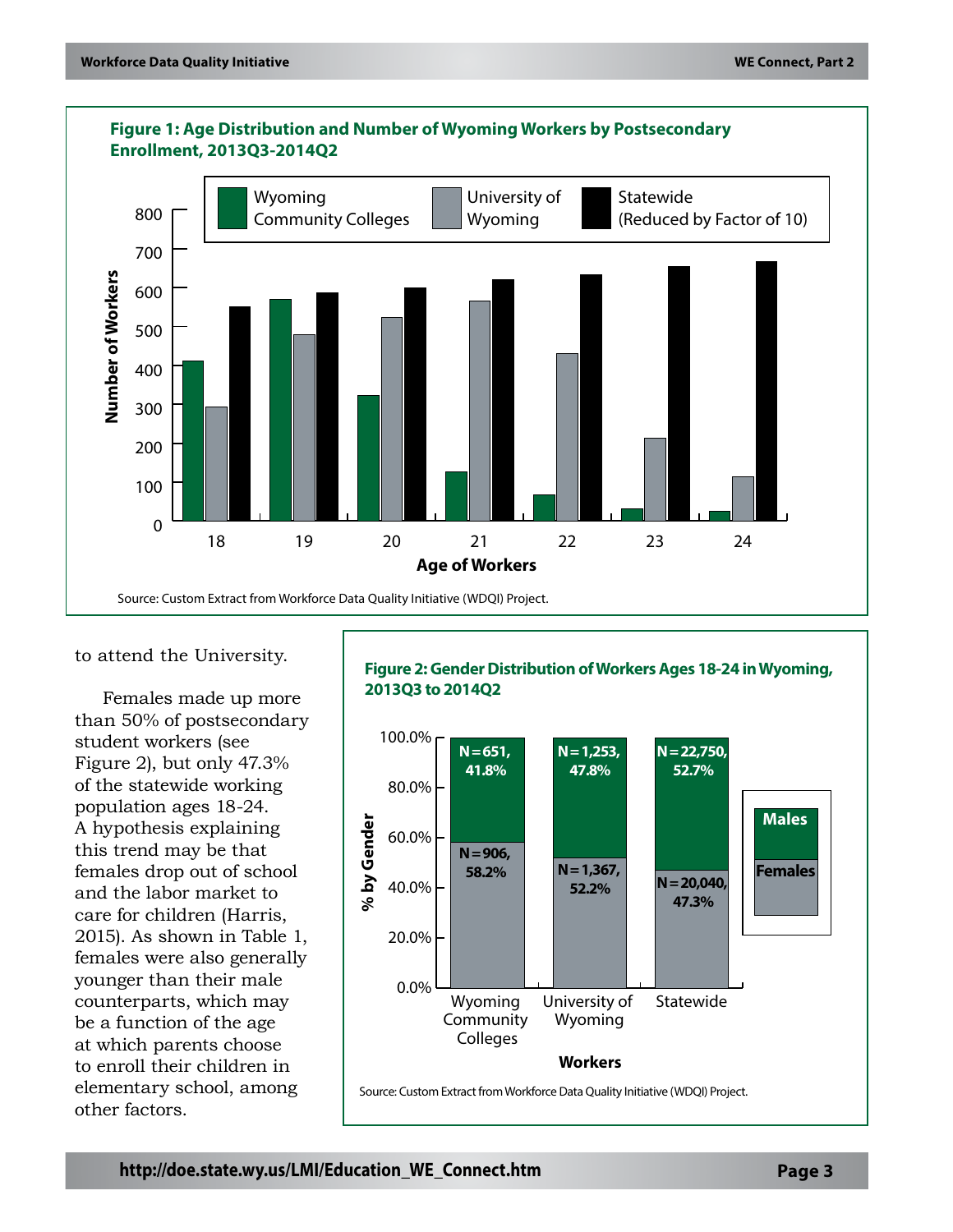**Figure 1: Age Distribution and Number of Wyoming Workers by Postsecondary Enrollment, 2013Q3-2014Q2**

Source: Custom Extract from Workforce Data Quality Initiative (WDQI) Project.

to attend the University.

Females made up more than 50% of postsecondary student workers (see Figure 2), but only 47.3% of the statewide working population ages 18-24. A hypothesis explaining this trend may be that females drop out of school and the labor market to care for children (Harris, 2015). As shown in Table 1, females were also generally younger than their male counterparts, which may be a function of the age at which parents choose to enroll their children in elementary school, among other factors.

**Figure 2: Gender Distribution of Workers Ages 18-24 in Wyoming, 2013Q3 to 2014Q2**

| Workers | Males | Females |
|---|---|---|
| Wyoming Community Colleges | N=651, 41.8% | N=906, 58.2% |
| University of Wyoming | N=1,253, 47.8% | N=1,367, 52.2% |
| Statewide | N=22,750, 52.7% | N=20,040, 47.3% |

Source: Custom Extract from Workforce Data Quality Initiative (WDQI) Project.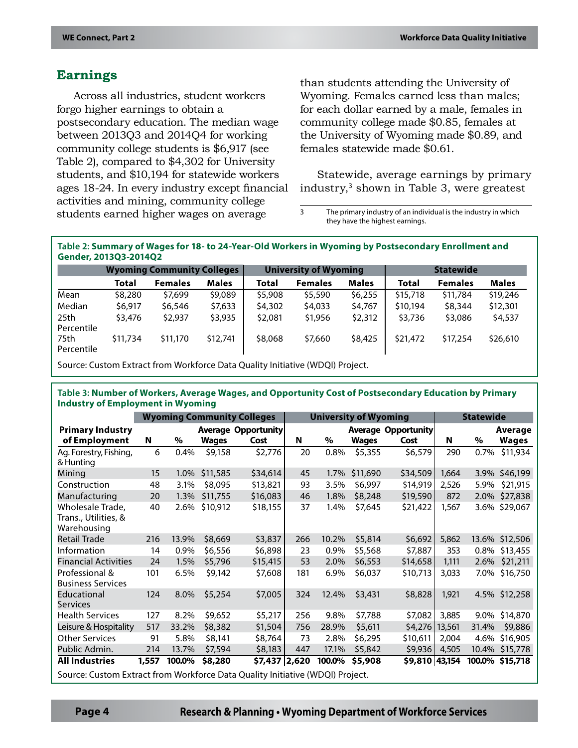## Earnings

Across all industries, student workers forgo higher earnings to obtain a postsecondary education. The median wage between 2013Q3 and 2014Q4 for working community college students is $6,917 (see Table 2), compared to $4,302 for University students, and $10,194 for statewide workers ages 18-24. In every industry except financial activities and mining, community college students earned higher wages on average than students attending the University of Wyoming. Females earned less than males; for each dollar earned by a male, females in community college made $0.85, females at the University of Wyoming made $0.89, and females statewide made $0.61.

Statewide, average earnings by primary industry,[3] shown in Table 3, were greatest

[3] The primary industry of an individual is the industry in which they have the highest earnings.

**Table 2: Summary of Wages for 18- to 24-Year-Old Workers in Wyoming by Postsecondary Enrollment and Gender, 2013Q3-2014Q2**

| | Wyoming Community Colleges | | | University of Wyoming | | | Statewide | | |
|---|---|---|---|---|---|---|---|---|---|
| | Total | Females | Males | Total | Females | Males | Total | Females | Males |
| Mean | $8,280 | $7,699 | $9,089 | $5,908 | $5,590 | $6,255 | $15,718 | $11,784 | $19,246 |
| Median | $6,917 | $6,546 | $7,633 | $4,302 | $4,033 | $4,767 | $10,194 | $8,344 | $12,301 |
| 25th Percentile | $3,476 | $2,937 | $3,935 | $2,081 | $1,956 | $2,312 | $3,736 | $3,086 | $4,537 |
| 75th Percentile | $11,734 | $11,170 | $12,741 | $8,068 | $7,660 | $8,425 | $21,472 | $17,254 | $26,610 |

Source: Custom Extract from Workforce Data Quality Initiative (WDQI) Project.

**Table 3: Number of Workers, Average Wages, and Opportunity Cost of Postsecondary Education by Primary Industry of Employment in Wyoming**

| | Wyoming Community Colleges | | | | University of Wyoming | | | | Statewide | | |
|---|---|---|---|---|---|---|---|---|---|---|---|
| Primary Industry of Employment | N | % | Average Wages | Opportunity Cost | N | % | Average Wages | Opportunity Cost | N | % | Average Wages |
| Ag. Forestry, Fishing, & Hunting | 6 | 0.4% | $9,158 | $2,776 | 20 | 0.8% | $5,355 | $6,579 | 290 | 0.7% | $11,934 |
| Mining | 15 | 1.0% | $11,585 | $34,614 | 45 | 1.7% | $11,690 | $34,509 | 1,664 | 3.9% | $46,199 |
| Construction | 48 | 3.1% | $8,095 | $13,821 | 93 | 3.5% | $6,997 | $14,919 | 2,526 | 5.9% | $21,915 |
| Manufacturing | 20 | 1.3% | $11,755 | $16,083 | 46 | 1.8% | $8,248 | $19,590 | 872 | 2.0% | $27,838 |
| Wholesale Trade, Trans., Utilities, & Warehousing | 40 | 2.6% | $10,912 | $18,155 | 37 | 1.4% | $7,645 | $21,422 | 1,567 | 3.6% | $29,067 |
| Retail Trade | 216 | 13.9% | $8,669 | $3,837 | 266 | 10.2% | $5,814 | $6,692 | 5,862 | 13.6% | $12,506 |
| Information | 14 | 0.9% | $6,556 | $6,898 | 23 | 0.9% | $5,568 | $7,887 | 353 | 0.8% | $13,455 |
| Financial Activities | 24 | 1.5% | $5,796 | $15,415 | 53 | 2.0% | $6,553 | $14,658 | 1,111 | 2.6% | $21,211 |
| Professional & Business Services | 101 | 6.5% | $9,142 | $7,608 | 181 | 6.9% | $6,037 | $10,713 | 3,033 | 7.0% | $16,750 |
| Educational Services | 124 | 8.0% | $5,254 | $7,005 | 324 | 12.4% | $3,431 | $8,828 | 1,921 | 4.5% | $12,258 |
| Health Services | 127 | 8.2% | $9,652 | $5,217 | 256 | 9.8% | $7,788 | $7,082 | 3,885 | 9.0% | $14,870 |
| Leisure & Hospitality | 517 | 33.2% | $8,382 | $1,504 | 756 | 28.9% | $5,611 | $4,276 | 13,561 | 31.4% | $9,886 |
| Other Services | 91 | 5.8% | $8,141 | $8,764 | 73 | 2.8% | $6,295 | $10,611 | 2,004 | 4.6% | $16,905 |
| Public Admin. | 214 | 13.7% | $7,594 | $8,183 | 447 | 17.1% | $5,842 | $9,936 | 4,505 | 10.4% | $15,778 |
| **All Industries** | **1,557** | **100.0%** | **$8,280** | **$7,437** | **2,620** | **100.0%** | **$5,908** | **$9,810** | **43,154** | **100.0%** | **$15,718** |

Source: Custom Extract from Workforce Data Quality Initiative (WDQI) Project.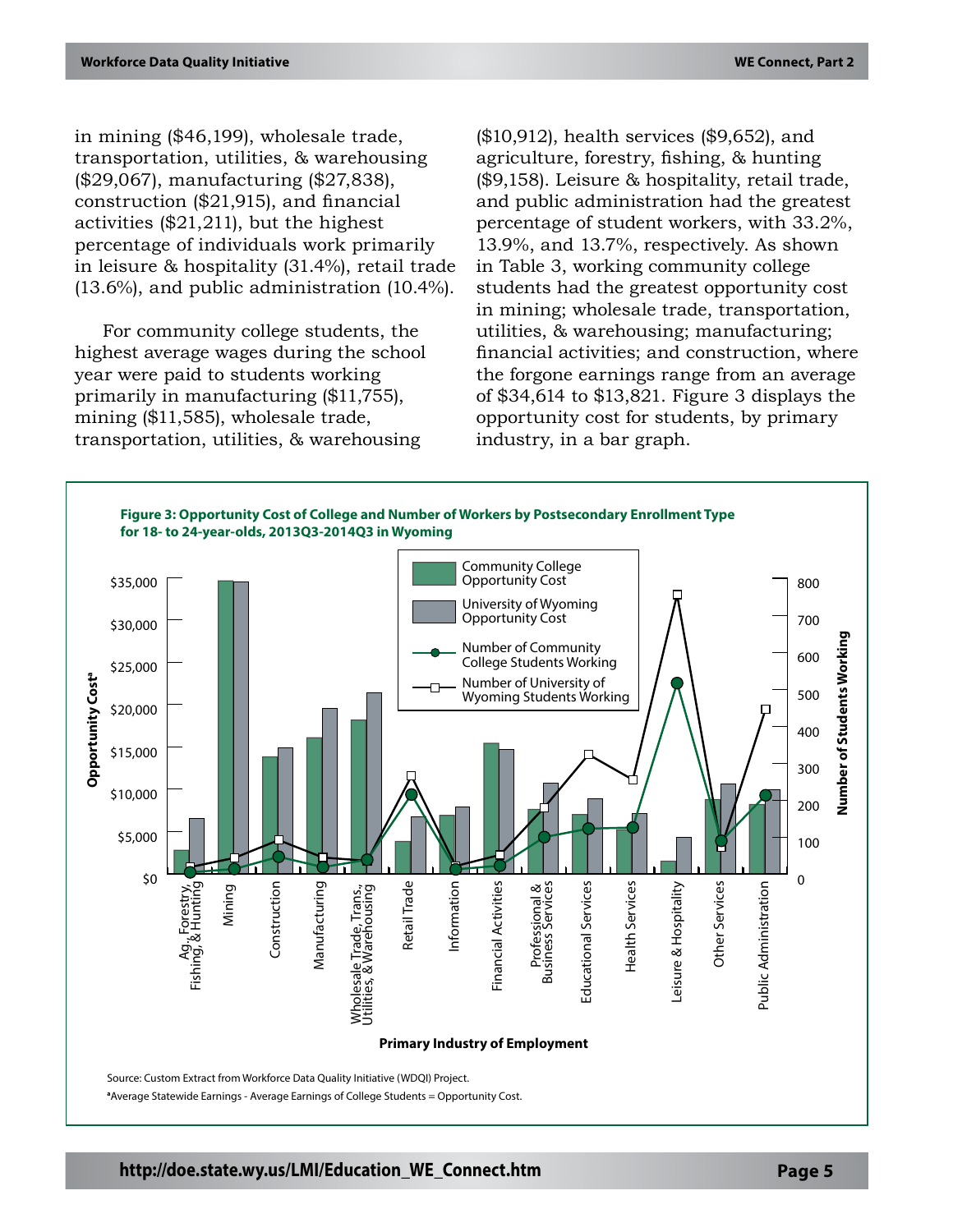in mining ($46,199), wholesale trade, transportation, utilities, & warehousing ($29,067), manufacturing ($27,838), construction ($21,915), and financial activities ($21,211), but the highest percentage of individuals work primarily in leisure & hospitality (31.4%), retail trade (13.6%), and public administration (10.4%).

For community college students, the highest average wages during the school year were paid to students working primarily in manufacturing ($11,755), mining ($11,585), wholesale trade, transportation, utilities, & warehousing ($10,912), health services ($9,652), and agriculture, forestry, fishing, & hunting ($9,158). Leisure & hospitality, retail trade, and public administration had the greatest percentage of student workers, with 33.2%, 13.9%, and 13.7%, respectively. As shown in Table 3, working community college students had the greatest opportunity cost in mining; wholesale trade, transportation, utilities, & warehousing; manufacturing; financial activities; and construction, where the forgone earnings range from an average of $34,614 to $13,821. Figure 3 displays the opportunity cost for students, by primary industry, in a bar graph.

**Figure 3: Opportunity Cost of College and Number of Workers by Postsecondary Enrollment Type for 18- to 24-year-olds, 2013Q3-2014Q3 in Wyoming**

Source: Custom Extract from Workforce Data Quality Initiative (WDQI) Project.

[a]Average Statewide Earnings - Average Earnings of College Students = Opportunity Cost.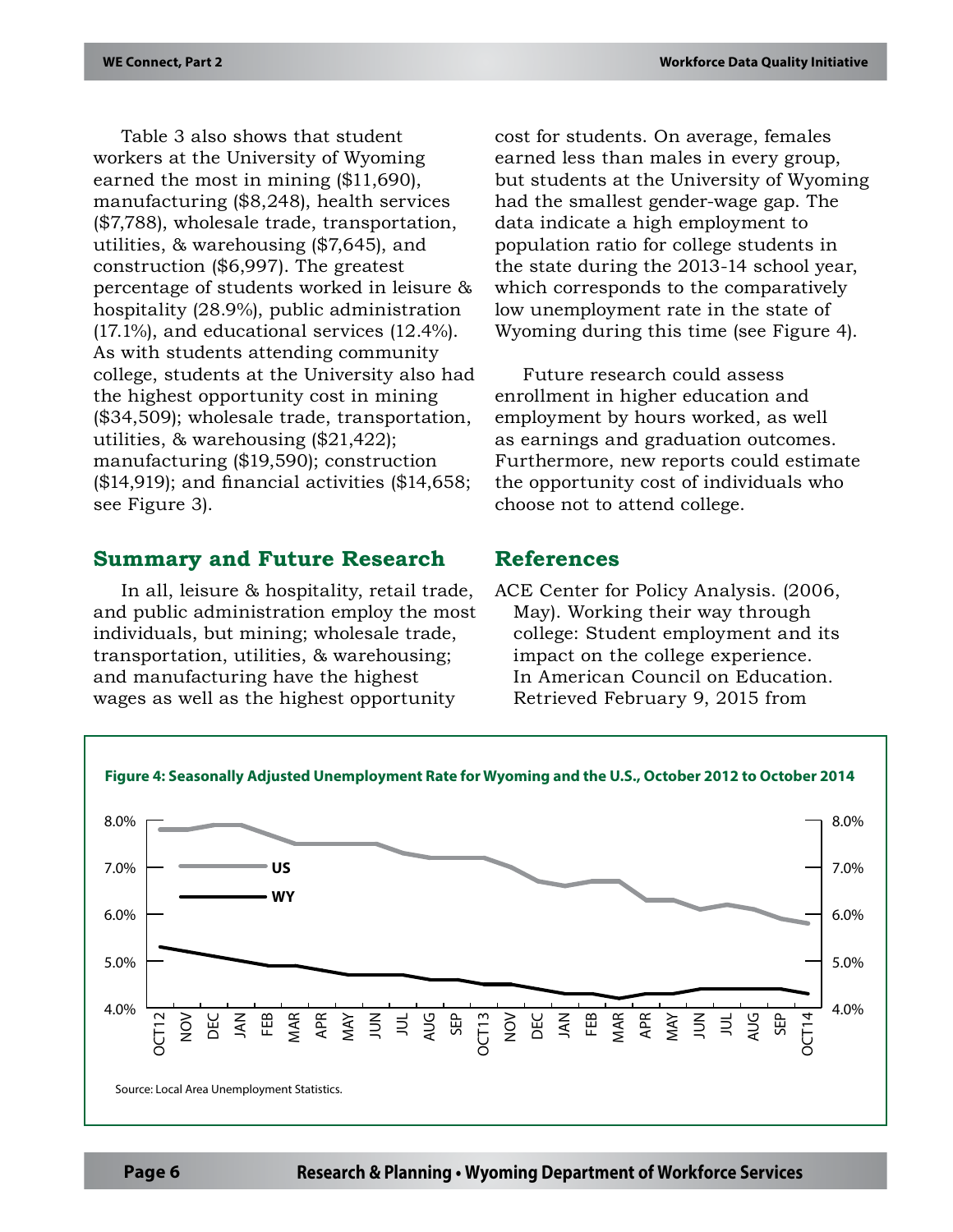Table 3 also shows that student workers at the University of Wyoming earned the most in mining ($11,690), manufacturing ($8,248), health services ($7,788), wholesale trade, transportation, utilities, & warehousing ($7,645), and construction ($6,997). The greatest percentage of students worked in leisure & hospitality (28.9%), public administration (17.1%), and educational services (12.4%). As with students attending community college, students at the University also had the highest opportunity cost in mining ($34,509); wholesale trade, transportation, utilities, & warehousing ($21,422); manufacturing ($19,590); construction ($14,919); and financial activities ($14,658; see Figure 3).

## Summary and Future Research

In all, leisure & hospitality, retail trade, and public administration employ the most individuals, but mining; wholesale trade, transportation, utilities, & warehousing; and manufacturing have the highest wages as well as the highest opportunity cost for students. On average, females earned less than males in every group, but students at the University of Wyoming had the smallest gender-wage gap. The data indicate a high employment to population ratio for college students in the state during the 2013-14 school year, which corresponds to the comparatively low unemployment rate in the state of Wyoming during this time (see Figure 4).

Future research could assess enrollment in higher education and employment by hours worked, as well as earnings and graduation outcomes. Furthermore, new reports could estimate the opportunity cost of individuals who choose not to attend college.

## References

ACE Center for Policy Analysis. (2006, May). Working their way through college: Student employment and its impact on the college experience. In American Council on Education. Retrieved February 9, 2015 from

**Figure 4: Seasonally Adjusted Unemployment Rate for Wyoming and the U.S., October 2012 to October 2014**

Source: Local Area Unemployment Statistics.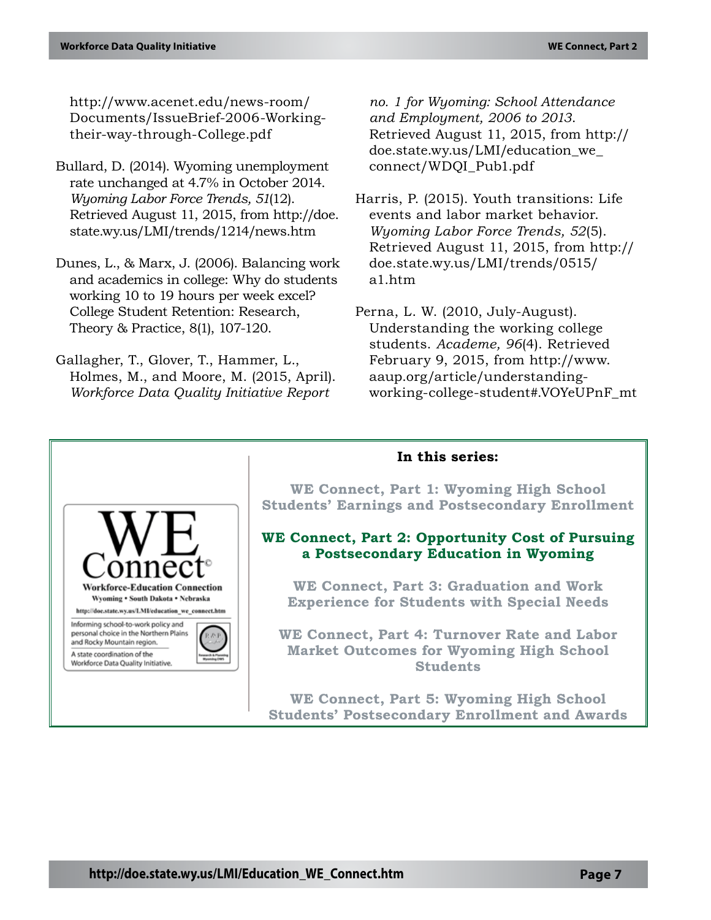http://www.acenet.edu/news-room/Documents/IssueBrief-2006-Working-their-way-through-College.pdf

Bullard, D. (2014). Wyoming unemployment rate unchanged at 4.7% in October 2014. *Wyoming Labor Force Trends, 51*(12). Retrieved August 11, 2015, from http://doe.state.wy.us/LMI/trends/1214/news.htm

Dunes, L., & Marx, J. (2006). Balancing work and academics in college: Why do students working 10 to 19 hours per week excel? College Student Retention: Research, Theory & Practice, 8(1), 107-120.

Gallagher, T., Glover, T., Hammer, L., Holmes, M., and Moore, M. (2015, April). *Workforce Data Quality Initiative Report no. 1 for Wyoming: School Attendance and Employment, 2006 to 2013*. Retrieved August 11, 2015, from http://doe.state.wy.us/LMI/education_we_connect/WDQI_Pub1.pdf

Harris, P. (2015). Youth transitions: Life events and labor market behavior. *Wyoming Labor Force Trends, 52*(5). Retrieved August 11, 2015, from http://doe.state.wy.us/LMI/trends/0515/a1.htm

Perna, L. W. (2010, July-August). Understanding the working college students. *Academe, 96*(4). Retrieved February 9, 2015, from http://www.aaup.org/article/understanding-working-college-student#.VOYeUPnF_mt

WE Connect©
Workforce-Education Connection
Wyoming • South Dakota • Nebraska
http://doe.state.wy.us/LMI/education_we_connect.htm

Informing school-to-work policy and personal choice in the Northern Plains and Rocky Mountain region.

A state coordination of the Workforce Data Quality Initiative.

**In this series:**

**WE Connect, Part 1: Wyoming High School Students' Earnings and Postsecondary Enrollment**

**WE Connect, Part 2: Opportunity Cost of Pursuing a Postsecondary Education in Wyoming**

**WE Connect, Part 3: Graduation and Work Experience for Students with Special Needs**

**WE Connect, Part 4: Turnover Rate and Labor Market Outcomes for Wyoming High School Students**

**WE Connect, Part 5: Wyoming High School Students' Postsecondary Enrollment and Awards**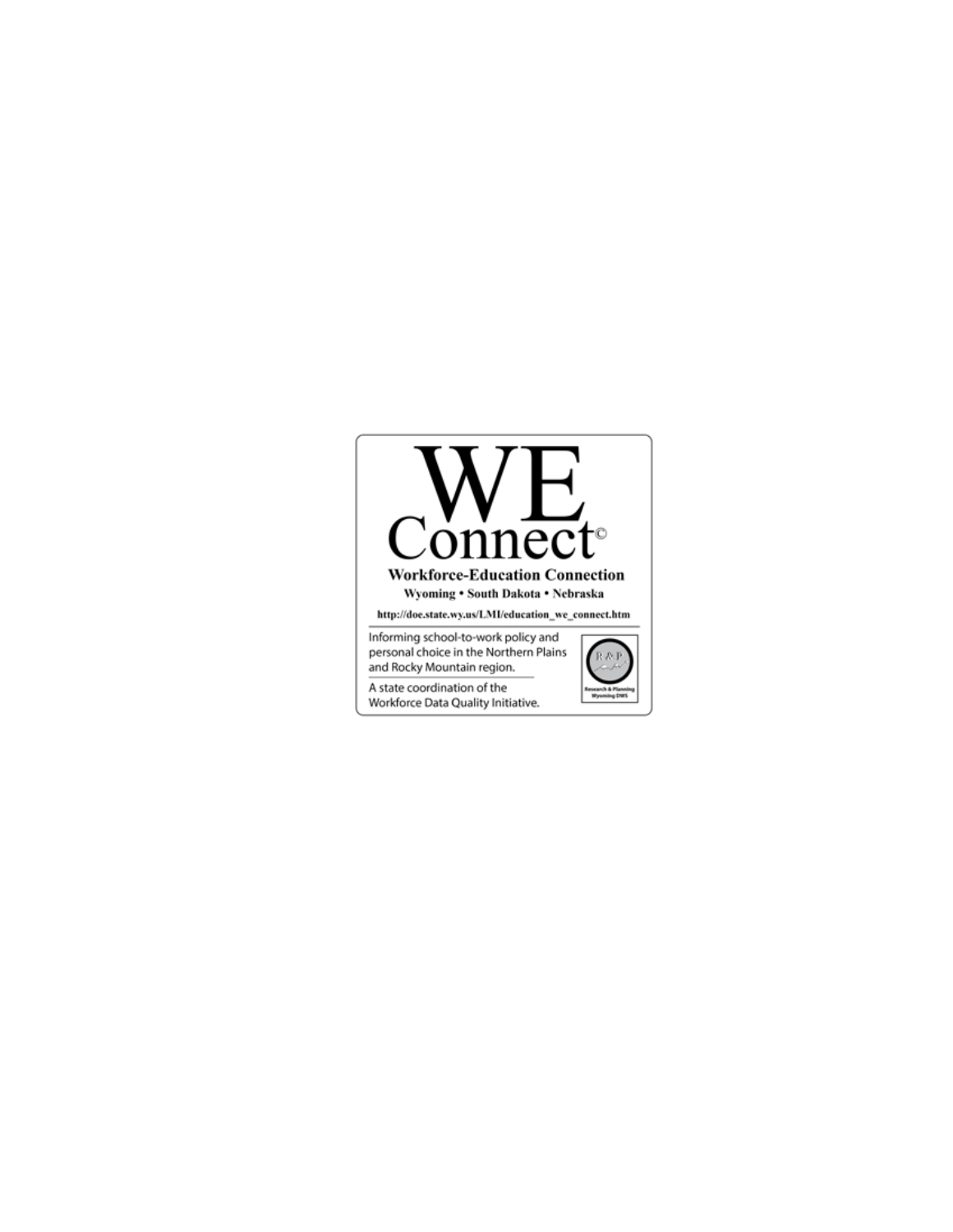# WE Connect©

**Workforce-Education Connection**

**Wyoming • South Dakota • Nebraska**

**http://doe.state.wy.us/LMI/education_we_connect.htm**

Informing school-to-work policy and personal choice in the Northern Plains and Rocky Mountain region.

A state coordination of the Workforce Data Quality Initiative.

R&P

Research & Planning Wyoming DWS